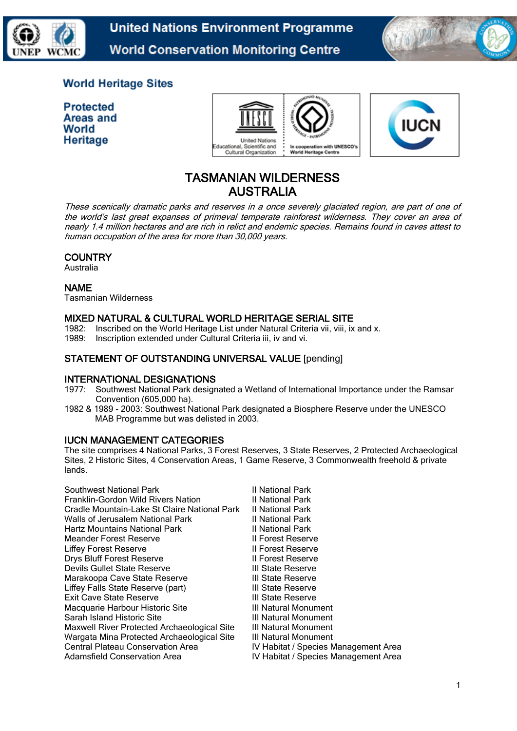United Nations Environment Programme
World Conservation Monitoring Centre

World Heritage Sites

Protected Areas and World Heritage

# TASMANIAN WILDERNESS
# AUSTRALIA

*These scenically dramatic parks and reserves in a once severely glaciated region, are part of one of the world's last great expanses of primeval temperate rainforest wilderness. They cover an area of nearly 1.4 million hectares and are rich in relict and endemic species. Remains found in caves attest to human occupation of the area for more than 30,000 years.*

## COUNTRY
Australia

## NAME
Tasmanian Wilderness

## MIXED NATURAL & CULTURAL WORLD HERITAGE SERIAL SITE
1982: Inscribed on the World Heritage List under Natural Criteria vii, viii, ix and x.
1989: Inscription extended under Cultural Criteria iii, iv and vi.

## STATEMENT OF OUTSTANDING UNIVERSAL VALUE [pending]

## INTERNATIONAL DESIGNATIONS
1977: Southwest National Park designated a Wetland of International Importance under the Ramsar Convention (605,000 ha).
1982 & 1989 - 2003: Southwest National Park designated a Biosphere Reserve under the UNESCO MAB Programme but was delisted in 2003.

## IUCN MANAGEMENT CATEGORIES
The site comprises 4 National Parks, 3 Forest Reserves, 3 State Reserves, 2 Protected Archaeological Sites, 2 Historic Sites, 4 Conservation Areas, 1 Game Reserve, 3 Commonwealth freehold & private lands.

| | |
|---|---|
| Southwest National Park | II National Park |
| Franklin-Gordon Wild Rivers Nation | II National Park |
| Cradle Mountain-Lake St Claire National Park | II National Park |
| Walls of Jerusalem National Park | II National Park |
| Hartz Mountains National Park | II National Park |
| Meander Forest Reserve | II Forest Reserve |
| Liffey Forest Reserve | II Forest Reserve |
| Drys Bluff Forest Reserve | II Forest Reserve |
| Devils Gullet State Reserve | III State Reserve |
| Marakoopa Cave State Reserve | III State Reserve |
| Liffey Falls State Reserve (part) | III State Reserve |
| Exit Cave State Reserve | III State Reserve |
| Macquarie Harbour Historic Site | III Natural Monument |
| Sarah Island Historic Site | III Natural Monument |
| Maxwell River Protected Archaeological Site | III Natural Monument |
| Wargata Mina Protected Archaeological Site | III Natural Monument |
| Central Plateau Conservation Area | IV Habitat / Species Management Area |
| Adamsfield Conservation Area | IV Habitat / Species Management Area |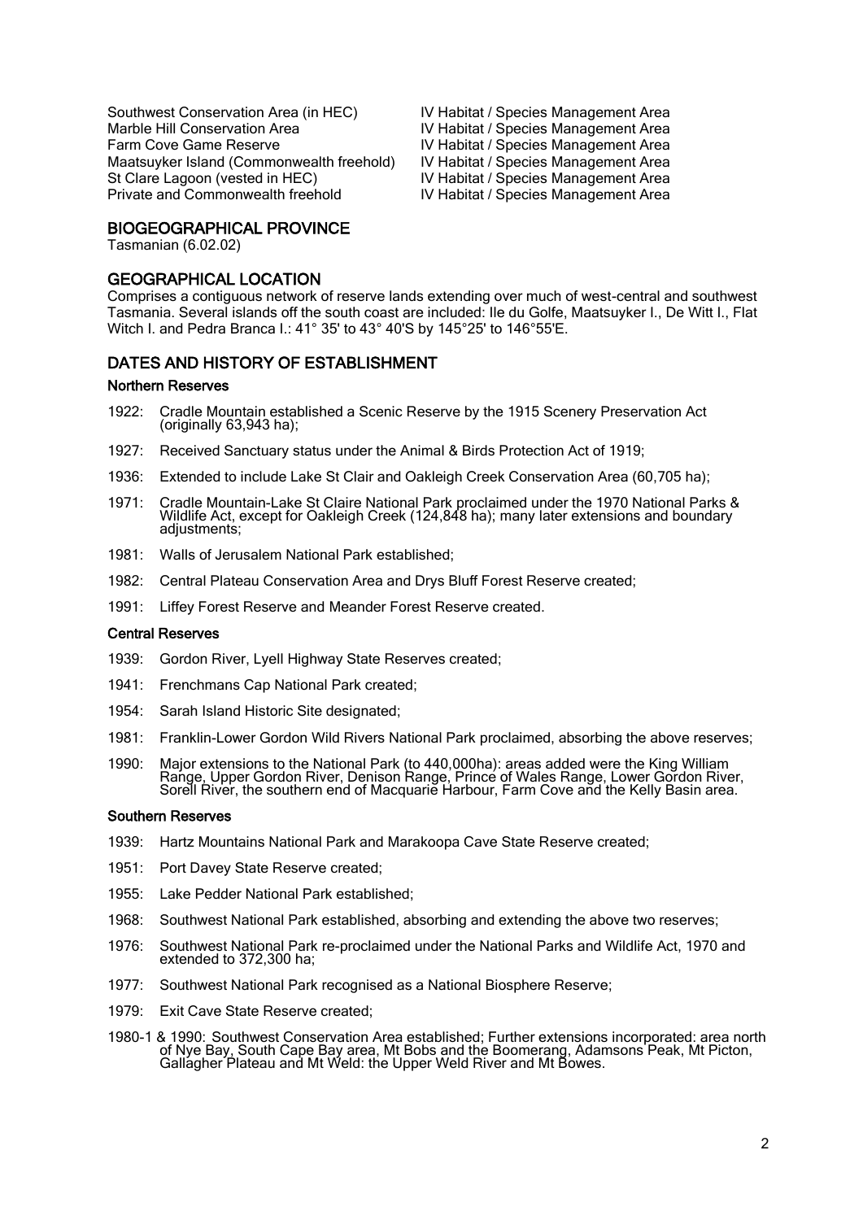| | |
|---|---|
| Southwest Conservation Area (in HEC) | IV Habitat / Species Management Area |
| Marble Hill Conservation Area | IV Habitat / Species Management Area |
| Farm Cove Game Reserve | IV Habitat / Species Management Area |
| Maatsuyker Island (Commonwealth freehold) | IV Habitat / Species Management Area |
| St Clare Lagoon (vested in HEC) | IV Habitat / Species Management Area |
| Private and Commonwealth freehold | IV Habitat / Species Management Area |

## BIOGEOGRAPHICAL PROVINCE

Tasmanian (6.02.02)

## GEOGRAPHICAL LOCATION

Comprises a contiguous network of reserve lands extending over much of west-central and southwest Tasmania. Several islands off the south coast are included: Ile du Golfe, Maatsuyker I., De Witt I., Flat Witch I. and Pedra Branca I.: 41° 35' to 43° 40'S by 145°25' to 146°55'E.

## DATES AND HISTORY OF ESTABLISHMENT

### Northern Reserves

1922: Cradle Mountain established a Scenic Reserve by the 1915 Scenery Preservation Act (originally 63,943 ha);

1927: Received Sanctuary status under the Animal & Birds Protection Act of 1919;

1936: Extended to include Lake St Clair and Oakleigh Creek Conservation Area (60,705 ha);

1971: Cradle Mountain-Lake St Claire National Park proclaimed under the 1970 National Parks & Wildlife Act, except for Oakleigh Creek (124,848 ha); many later extensions and boundary adjustments;

1981: Walls of Jerusalem National Park established;

1982: Central Plateau Conservation Area and Drys Bluff Forest Reserve created;

1991: Liffey Forest Reserve and Meander Forest Reserve created.

### Central Reserves

1939: Gordon River, Lyell Highway State Reserves created;

1941: Frenchmans Cap National Park created;

1954: Sarah Island Historic Site designated;

1981: Franklin-Lower Gordon Wild Rivers National Park proclaimed, absorbing the above reserves;

1990: Major extensions to the National Park (to 440,000ha): areas added were the King William Range, Upper Gordon River, Denison Range, Prince of Wales Range, Lower Gordon River, Sorell River, the southern end of Macquarie Harbour, Farm Cove and the Kelly Basin area.

### Southern Reserves

1939: Hartz Mountains National Park and Marakoopa Cave State Reserve created;

1951: Port Davey State Reserve created;

1955: Lake Pedder National Park established;

1968: Southwest National Park established, absorbing and extending the above two reserves;

1976: Southwest National Park re-proclaimed under the National Parks and Wildlife Act, 1970 and extended to 372,300 ha;

1977: Southwest National Park recognised as a National Biosphere Reserve;

1979: Exit Cave State Reserve created;

1980-1 & 1990: Southwest Conservation Area established; Further extensions incorporated: area north of Nye Bay, South Cape Bay area, Mt Bobs and the Boomerang, Adamsons Peak, Mt Picton, Gallagher Plateau and Mt Weld: the Upper Weld River and Mt Bowes.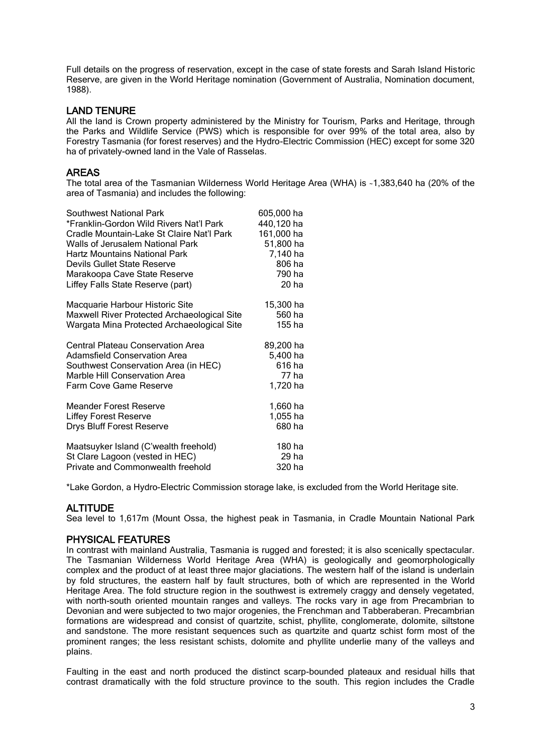Full details on the progress of reservation, except in the case of state forests and Sarah Island Historic Reserve, are given in the World Heritage nomination (Government of Australia, Nomination document, 1988).

## LAND TENURE

All the land is Crown property administered by the Ministry for Tourism, Parks and Heritage, through the Parks and Wildlife Service (PWS) which is responsible for over 99% of the total area, also by Forestry Tasmania (for forest reserves) and the Hydro-Electric Commission (HEC) except for some 320 ha of privately-owned land in the Vale of Rasselas.

## AREAS

The total area of the Tasmanian Wilderness World Heritage Area (WHA) is ~1,383,640 ha (20% of the area of Tasmania) and includes the following:

| | |
|---|---|
| Southwest National Park | 605,000 ha |
| *Franklin-Gordon Wild Rivers Nat'l Park | 440,120 ha |
| Cradle Mountain-Lake St Claire Nat'l Park | 161,000 ha |
| Walls of Jerusalem National Park | 51,800 ha |
| Hartz Mountains National Park | 7,140 ha |
| Devils Gullet State Reserve | 806 ha |
| Marakoopa Cave State Reserve | 790 ha |
| Liffey Falls State Reserve (part) | 20 ha |
| | |
| Macquarie Harbour Historic Site | 15,300 ha |
| Maxwell River Protected Archaeological Site | 560 ha |
| Wargata Mina Protected Archaeological Site | 155 ha |
| | |
| Central Plateau Conservation Area | 89,200 ha |
| Adamsfield Conservation Area | 5,400 ha |
| Southwest Conservation Area (in HEC) | 616 ha |
| Marble Hill Conservation Area | 77 ha |
| Farm Cove Game Reserve | 1,720 ha |
| | |
| Meander Forest Reserve | 1,660 ha |
| Liffey Forest Reserve | 1,055 ha |
| Drys Bluff Forest Reserve | 680 ha |
| | |
| Maatsuyker Island (C'wealth freehold) | 180 ha |
| St Clare Lagoon (vested in HEC) | 29 ha |
| Private and Commonwealth freehold | 320 ha |

*Lake Gordon, a Hydro-Electric Commission storage lake, is excluded from the World Heritage site.

## ALTITUDE

Sea level to 1,617m (Mount Ossa, the highest peak in Tasmania, in Cradle Mountain National Park

## PHYSICAL FEATURES

In contrast with mainland Australia, Tasmania is rugged and forested; it is also scenically spectacular. The Tasmanian Wilderness World Heritage Area (WHA) is geologically and geomorphologically complex and the product of at least three major glaciations. The western half of the island is underlain by fold structures, the eastern half by fault structures, both of which are represented in the World Heritage Area. The fold structure region in the southwest is extremely craggy and densely vegetated, with north-south oriented mountain ranges and valleys. The rocks vary in age from Precambrian to Devonian and were subjected to two major orogenies, the Frenchman and Tabberaberan. Precambrian formations are widespread and consist of quartzite, schist, phyllite, conglomerate, dolomite, siltstone and sandstone. The more resistant sequences such as quartzite and quartz schist form most of the prominent ranges; the less resistant schists, dolomite and phyllite underlie many of the valleys and plains.

Faulting in the east and north produced the distinct scarp-bounded plateaux and residual hills that contrast dramatically with the fold structure province to the south. This region includes the Cradle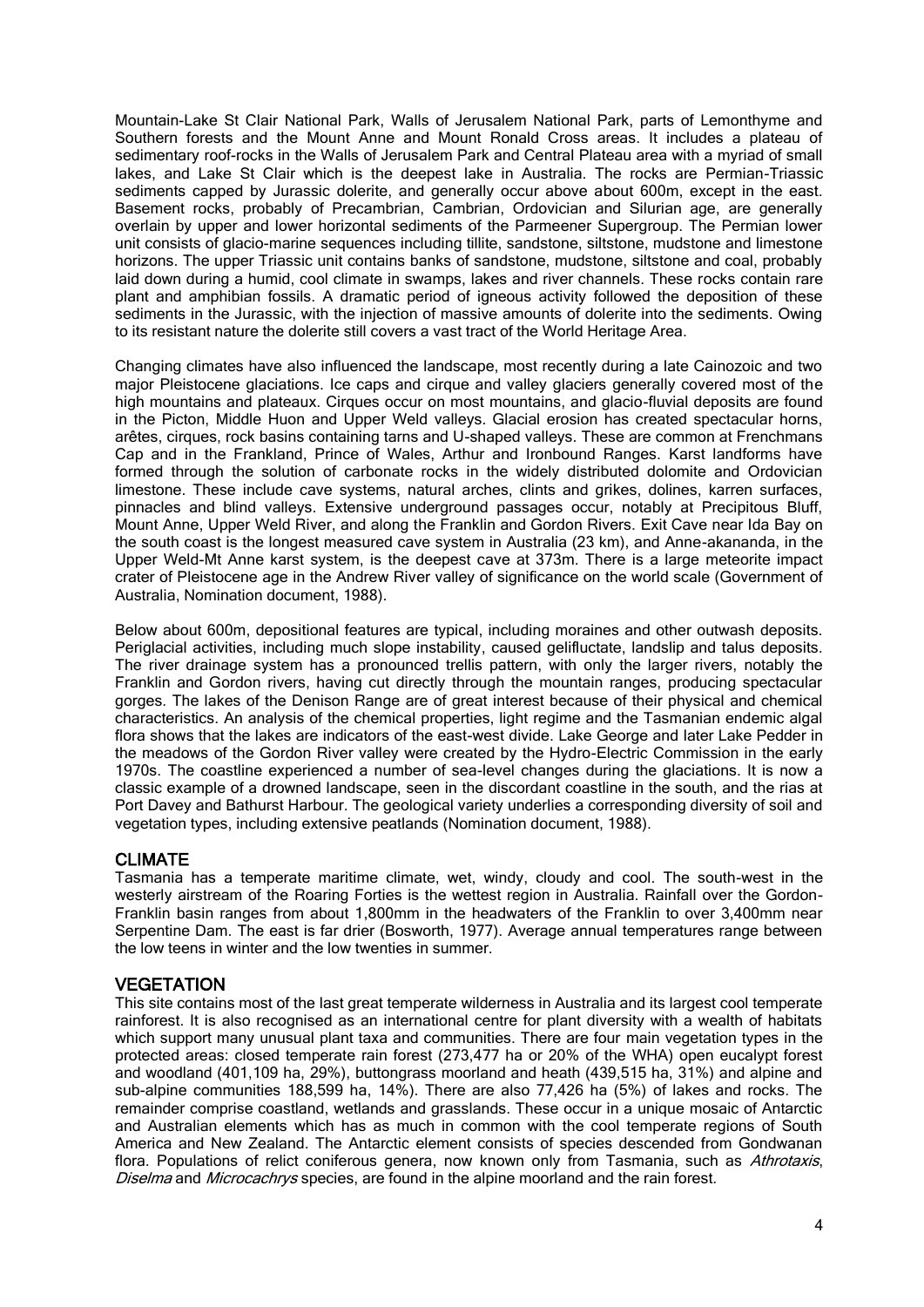Mountain-Lake St Clair National Park, Walls of Jerusalem National Park, parts of Lemonthyme and Southern forests and the Mount Anne and Mount Ronald Cross areas. It includes a plateau of sedimentary roof-rocks in the Walls of Jerusalem Park and Central Plateau area with a myriad of small lakes, and Lake St Clair which is the deepest lake in Australia. The rocks are Permian-Triassic sediments capped by Jurassic dolerite, and generally occur above about 600m, except in the east. Basement rocks, probably of Precambrian, Cambrian, Ordovician and Silurian age, are generally overlain by upper and lower horizontal sediments of the Parmeener Supergroup. The Permian lower unit consists of glacio-marine sequences including tillite, sandstone, siltstone, mudstone and limestone horizons. The upper Triassic unit contains banks of sandstone, mudstone, siltstone and coal, probably laid down during a humid, cool climate in swamps, lakes and river channels. These rocks contain rare plant and amphibian fossils. A dramatic period of igneous activity followed the deposition of these sediments in the Jurassic, with the injection of massive amounts of dolerite into the sediments. Owing to its resistant nature the dolerite still covers a vast tract of the World Heritage Area.

Changing climates have also influenced the landscape, most recently during a late Cainozoic and two major Pleistocene glaciations. Ice caps and cirque and valley glaciers generally covered most of the high mountains and plateaux. Cirques occur on most mountains, and glacio-fluvial deposits are found in the Picton, Middle Huon and Upper Weld valleys. Glacial erosion has created spectacular horns, arêtes, cirques, rock basins containing tarns and U-shaped valleys. These are common at Frenchmans Cap and in the Frankland, Prince of Wales, Arthur and Ironbound Ranges. Karst landforms have formed through the solution of carbonate rocks in the widely distributed dolomite and Ordovician limestone. These include cave systems, natural arches, clints and grikes, dolines, karren surfaces, pinnacles and blind valleys. Extensive underground passages occur, notably at Precipitous Bluff, Mount Anne, Upper Weld River, and along the Franklin and Gordon Rivers. Exit Cave near Ida Bay on the south coast is the longest measured cave system in Australia (23 km), and Anne-akananda, in the Upper Weld-Mt Anne karst system, is the deepest cave at 373m. There is a large meteorite impact crater of Pleistocene age in the Andrew River valley of significance on the world scale (Government of Australia, Nomination document, 1988).

Below about 600m, depositional features are typical, including moraines and other outwash deposits. Periglacial activities, including much slope instability, caused gelifluctate, landslip and talus deposits. The river drainage system has a pronounced trellis pattern, with only the larger rivers, notably the Franklin and Gordon rivers, having cut directly through the mountain ranges, producing spectacular gorges. The lakes of the Denison Range are of great interest because of their physical and chemical characteristics. An analysis of the chemical properties, light regime and the Tasmanian endemic algal flora shows that the lakes are indicators of the east-west divide. Lake George and later Lake Pedder in the meadows of the Gordon River valley were created by the Hydro-Electric Commission in the early 1970s. The coastline experienced a number of sea-level changes during the glaciations. It is now a classic example of a drowned landscape, seen in the discordant coastline in the south, and the rias at Port Davey and Bathurst Harbour. The geological variety underlies a corresponding diversity of soil and vegetation types, including extensive peatlands (Nomination document, 1988).

## CLIMATE

Tasmania has a temperate maritime climate, wet, windy, cloudy and cool. The south-west in the westerly airstream of the Roaring Forties is the wettest region in Australia. Rainfall over the Gordon-Franklin basin ranges from about 1,800mm in the headwaters of the Franklin to over 3,400mm near Serpentine Dam. The east is far drier (Bosworth, 1977). Average annual temperatures range between the low teens in winter and the low twenties in summer.

## VEGETATION

This site contains most of the last great temperate wilderness in Australia and its largest cool temperate rainforest. It is also recognised as an international centre for plant diversity with a wealth of habitats which support many unusual plant taxa and communities. There are four main vegetation types in the protected areas: closed temperate rain forest (273,477 ha or 20% of the WHA) open eucalypt forest and woodland (401,109 ha, 29%), buttongrass moorland and heath (439,515 ha, 31%) and alpine and sub-alpine communities 188,599 ha, 14%). There are also 77,426 ha (5%) of lakes and rocks. The remainder comprise coastland, wetlands and grasslands. These occur in a unique mosaic of Antarctic and Australian elements which has as much in common with the cool temperate regions of South America and New Zealand. The Antarctic element consists of species descended from Gondwanan flora. Populations of relict coniferous genera, now known only from Tasmania, such as *Athrotaxis*, *Diselma* and *Microcachrys* species, are found in the alpine moorland and the rain forest.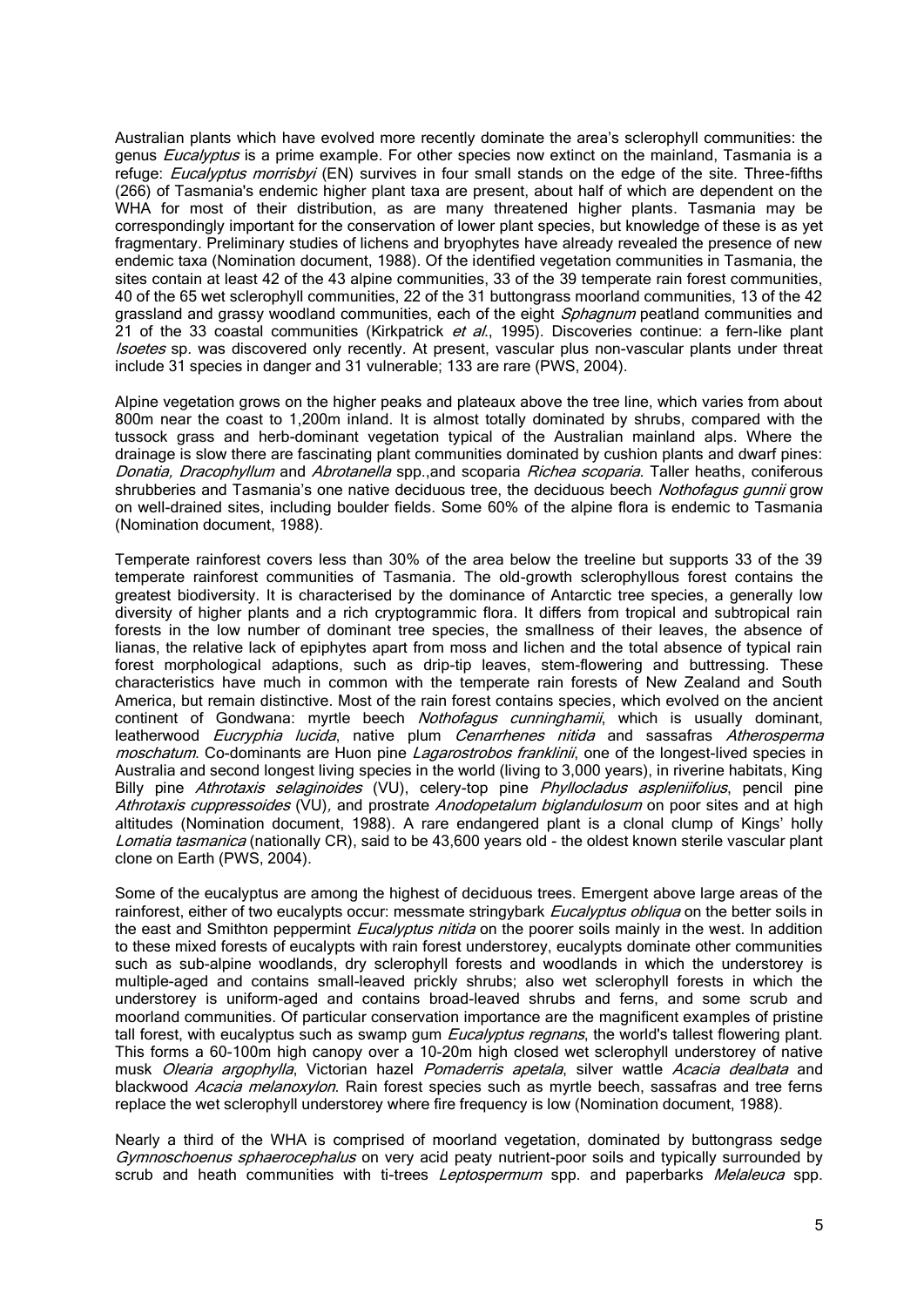Australian plants which have evolved more recently dominate the area's sclerophyll communities: the genus *Eucalyptus* is a prime example. For other species now extinct on the mainland, Tasmania is a refuge: *Eucalyptus morrisbyi* (EN) survives in four small stands on the edge of the site. Three-fifths (266) of Tasmania's endemic higher plant taxa are present, about half of which are dependent on the WHA for most of their distribution, as are many threatened higher plants. Tasmania may be correspondingly important for the conservation of lower plant species, but knowledge of these is as yet fragmentary. Preliminary studies of lichens and bryophytes have already revealed the presence of new endemic taxa (Nomination document, 1988). Of the identified vegetation communities in Tasmania, the sites contain at least 42 of the 43 alpine communities, 33 of the 39 temperate rain forest communities, 40 of the 65 wet sclerophyll communities, 22 of the 31 buttongrass moorland communities, 13 of the 42 grassland and grassy woodland communities, each of the eight *Sphagnum* peatland communities and 21 of the 33 coastal communities (Kirkpatrick *et al.*, 1995). Discoveries continue: a fern-like plant *Isoetes* sp. was discovered only recently. At present, vascular plus non-vascular plants under threat include 31 species in danger and 31 vulnerable; 133 are rare (PWS, 2004).

Alpine vegetation grows on the higher peaks and plateaux above the tree line, which varies from about 800m near the coast to 1,200m inland. It is almost totally dominated by shrubs, compared with the tussock grass and herb-dominant vegetation typical of the Australian mainland alps. Where the drainage is slow there are fascinating plant communities dominated by cushion plants and dwarf pines: *Donatia, Dracophyllum* and *Abrotanella* spp.,and scoparia *Richea scoparia*. Taller heaths, coniferous shrubberies and Tasmania's one native deciduous tree, the deciduous beech *Nothofagus gunnii* grow on well-drained sites, including boulder fields. Some 60% of the alpine flora is endemic to Tasmania (Nomination document, 1988).

Temperate rainforest covers less than 30% of the area below the treeline but supports 33 of the 39 temperate rainforest communities of Tasmania. The old-growth sclerophyllous forest contains the greatest biodiversity. It is characterised by the dominance of Antarctic tree species, a generally low diversity of higher plants and a rich cryptogrammic flora. It differs from tropical and subtropical rain forests in the low number of dominant tree species, the smallness of their leaves, the absence of lianas, the relative lack of epiphytes apart from moss and lichen and the total absence of typical rain forest morphological adaptions, such as drip-tip leaves, stem-flowering and buttressing. These characteristics have much in common with the temperate rain forests of New Zealand and South America, but remain distinctive. Most of the rain forest contains species, which evolved on the ancient continent of Gondwana: myrtle beech *Nothofagus cunninghamii*, which is usually dominant, leatherwood *Eucryphia lucida*, native plum *Cenarrhenes nitida* and sassafras *Atherosperma moschatum*. Co-dominants are Huon pine *Lagarostrobos franklinii*, one of the longest-lived species in Australia and second longest living species in the world (living to 3,000 years), in riverine habitats, King Billy pine *Athrotaxis selaginoides* (VU), celery-top pine *Phyllocladus aspleniifolius*, pencil pine *Athrotaxis cuppressoides* (VU), and prostrate *Anodopetalum biglandulosum* on poor sites and at high altitudes (Nomination document, 1988). A rare endangered plant is a clonal clump of Kings' holly *Lomatia tasmanica* (nationally CR), said to be 43,600 years old - the oldest known sterile vascular plant clone on Earth (PWS, 2004).

Some of the eucalyptus are among the highest of deciduous trees. Emergent above large areas of the rainforest, either of two eucalypts occur: messmate stringybark *Eucalyptus obliqua* on the better soils in the east and Smithton peppermint *Eucalyptus nitida* on the poorer soils mainly in the west. In addition to these mixed forests of eucalypts with rain forest understorey, eucalypts dominate other communities such as sub-alpine woodlands, dry sclerophyll forests and woodlands in which the understorey is multiple-aged and contains small-leaved prickly shrubs; also wet sclerophyll forests in which the understorey is uniform-aged and contains broad-leaved shrubs and ferns, and some scrub and moorland communities. Of particular conservation importance are the magnificent examples of pristine tall forest, with eucalyptus such as swamp gum *Eucalyptus regnans*, the world's tallest flowering plant. This forms a 60-100m high canopy over a 10-20m high closed wet sclerophyll understorey of native musk *Olearia argophylla*, Victorian hazel *Pomaderris apetala*, silver wattle *Acacia dealbata* and blackwood *Acacia melanoxylon*. Rain forest species such as myrtle beech, sassafras and tree ferns replace the wet sclerophyll understorey where fire frequency is low (Nomination document, 1988).

Nearly a third of the WHA is comprised of moorland vegetation, dominated by buttongrass sedge *Gymnoschoenus sphaerocephalus* on very acid peaty nutrient-poor soils and typically surrounded by scrub and heath communities with ti-trees *Leptospermum* spp. and paperbarks *Melaleuca* spp.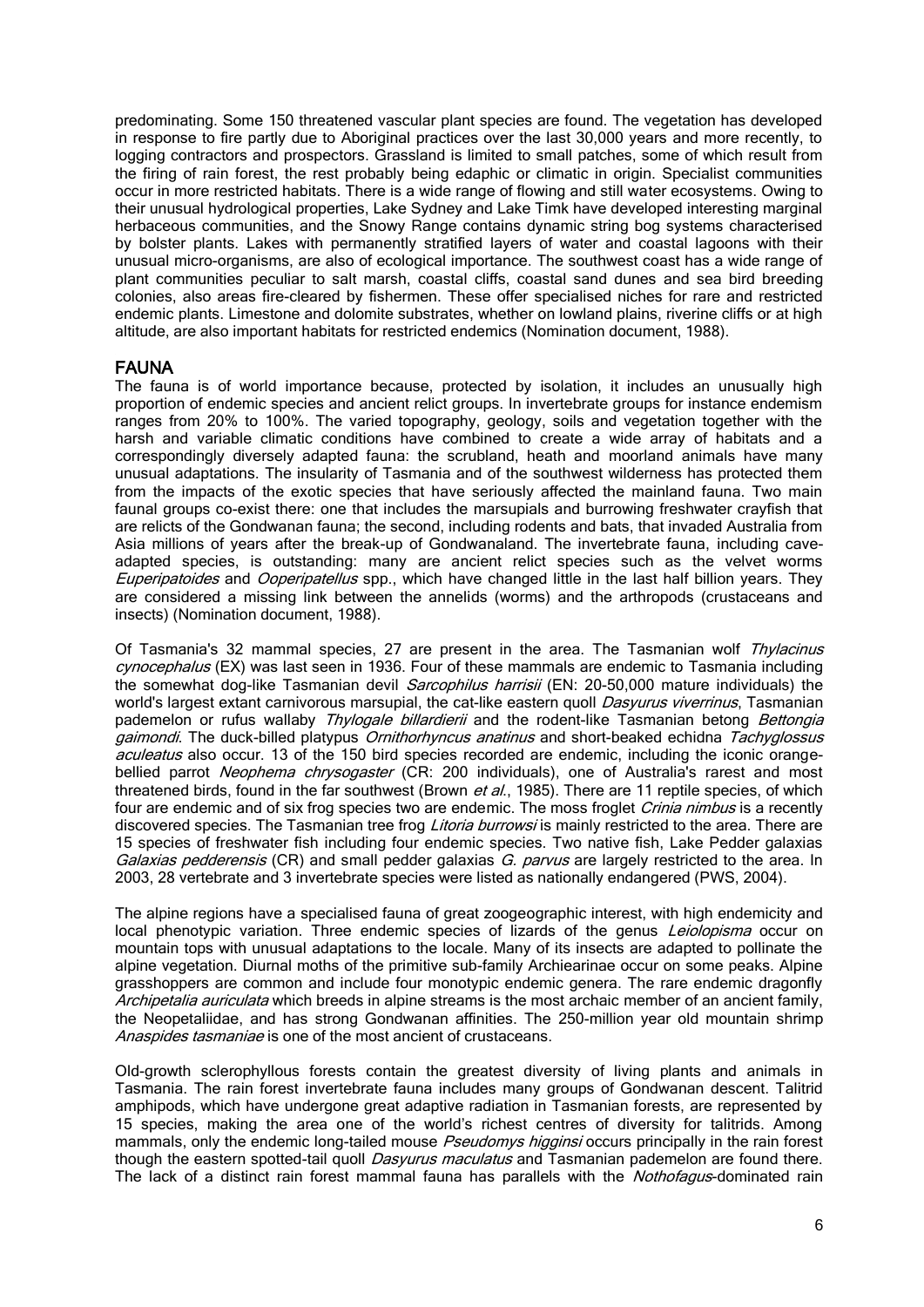predominating. Some 150 threatened vascular plant species are found. The vegetation has developed in response to fire partly due to Aboriginal practices over the last 30,000 years and more recently, to logging contractors and prospectors. Grassland is limited to small patches, some of which result from the firing of rain forest, the rest probably being edaphic or climatic in origin. Specialist communities occur in more restricted habitats. There is a wide range of flowing and still water ecosystems. Owing to their unusual hydrological properties, Lake Sydney and Lake Timk have developed interesting marginal herbaceous communities, and the Snowy Range contains dynamic string bog systems characterised by bolster plants. Lakes with permanently stratified layers of water and coastal lagoons with their unusual micro-organisms, are also of ecological importance. The southwest coast has a wide range of plant communities peculiar to salt marsh, coastal cliffs, coastal sand dunes and sea bird breeding colonies, also areas fire-cleared by fishermen. These offer specialised niches for rare and restricted endemic plants. Limestone and dolomite substrates, whether on lowland plains, riverine cliffs or at high altitude, are also important habitats for restricted endemics (Nomination document, 1988).

## FAUNA

The fauna is of world importance because, protected by isolation, it includes an unusually high proportion of endemic species and ancient relict groups. In invertebrate groups for instance endemism ranges from 20% to 100%. The varied topography, geology, soils and vegetation together with the harsh and variable climatic conditions have combined to create a wide array of habitats and a correspondingly diversely adapted fauna: the scrubland, heath and moorland animals have many unusual adaptations. The insularity of Tasmania and of the southwest wilderness has protected them from the impacts of the exotic species that have seriously affected the mainland fauna. Two main faunal groups co-exist there: one that includes the marsupials and burrowing freshwater crayfish that are relicts of the Gondwanan fauna; the second, including rodents and bats, that invaded Australia from Asia millions of years after the break-up of Gondwanaland. The invertebrate fauna, including cave-adapted species, is outstanding: many are ancient relict species such as the velvet worms *Euperipatoides* and *Ooperipatellus* spp., which have changed little in the last half billion years. They are considered a missing link between the annelids (worms) and the arthropods (crustaceans and insects) (Nomination document, 1988).

Of Tasmania's 32 mammal species, 27 are present in the area. The Tasmanian wolf *Thylacinus cynocephalus* (EX) was last seen in 1936. Four of these mammals are endemic to Tasmania including the somewhat dog-like Tasmanian devil *Sarcophilus harrisii* (EN: 20-50,000 mature individuals) the world's largest extant carnivorous marsupial, the cat-like eastern quoll *Dasyurus viverrinus*, Tasmanian pademelon or rufus wallaby *Thylogale billardierii* and the rodent-like Tasmanian betong *Bettongia gaimondi*. The duck-billed platypus *Ornithorhyncus anatinus* and short-beaked echidna *Tachyglossus aculeatus* also occur. 13 of the 150 bird species recorded are endemic, including the iconic orange-bellied parrot *Neophema chrysogaster* (CR: 200 individuals), one of Australia's rarest and most threatened birds, found in the far southwest (Brown *et al.*, 1985). There are 11 reptile species, of which four are endemic and of six frog species two are endemic. The moss froglet *Crinia nimbus* is a recently discovered species. The Tasmanian tree frog *Litoria burrowsi* is mainly restricted to the area. There are 15 species of freshwater fish including four endemic species. Two native fish, Lake Pedder galaxias *Galaxias pedderensis* (CR) and small pedder galaxias *G. parvus* are largely restricted to the area. In 2003, 28 vertebrate and 3 invertebrate species were listed as nationally endangered (PWS, 2004).

The alpine regions have a specialised fauna of great zoogeographic interest, with high endemicity and local phenotypic variation. Three endemic species of lizards of the genus *Leiolopisma* occur on mountain tops with unusual adaptations to the locale. Many of its insects are adapted to pollinate the alpine vegetation. Diurnal moths of the primitive sub-family Archiearinae occur on some peaks. Alpine grasshoppers are common and include four monotypic endemic genera. The rare endemic dragonfly *Archipetalia auriculata* which breeds in alpine streams is the most archaic member of an ancient family, the Neopetaliidae, and has strong Gondwanan affinities. The 250-million year old mountain shrimp *Anaspides tasmaniae* is one of the most ancient of crustaceans.

Old-growth sclerophyllous forests contain the greatest diversity of living plants and animals in Tasmania. The rain forest invertebrate fauna includes many groups of Gondwanan descent. Talitrid amphipods, which have undergone great adaptive radiation in Tasmanian forests, are represented by 15 species, making the area one of the world's richest centres of diversity for talitrids. Among mammals, only the endemic long-tailed mouse *Pseudomys higginsi* occurs principally in the rain forest though the eastern spotted-tail quoll *Dasyurus maculatus* and Tasmanian pademelon are found there. The lack of a distinct rain forest mammal fauna has parallels with the *Nothofagus*-dominated rain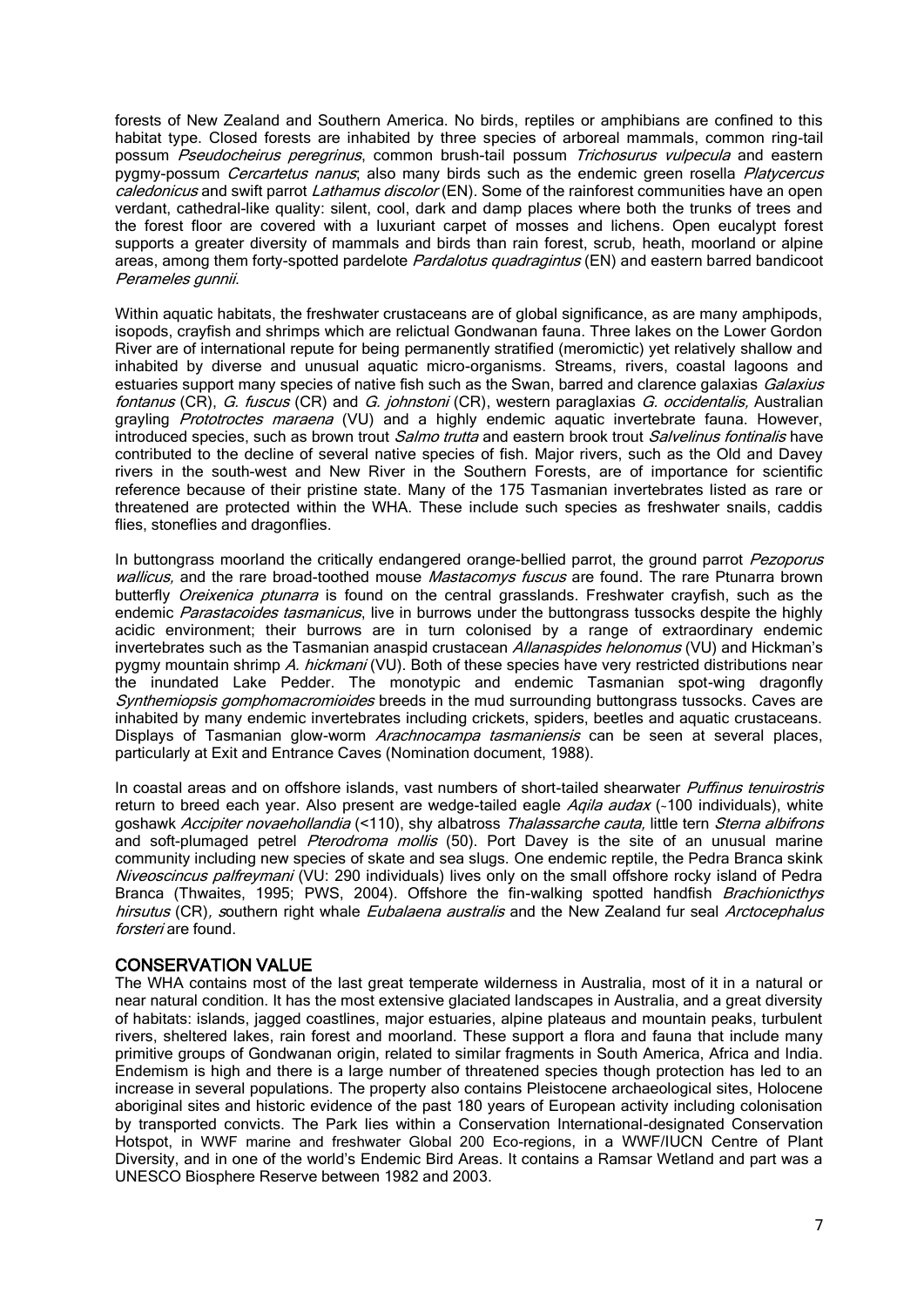forests of New Zealand and Southern America. No birds, reptiles or amphibians are confined to this habitat type. Closed forests are inhabited by three species of arboreal mammals, common ring-tail possum *Pseudocheirus peregrinus*, common brush-tail possum *Trichosurus vulpecula* and eastern pygmy-possum *Cercartetus nanus*; also many birds such as the endemic green rosella *Platycercus caledonicus* and swift parrot *Lathamus discolor* (EN). Some of the rainforest communities have an open verdant, cathedral-like quality: silent, cool, dark and damp places where both the trunks of trees and the forest floor are covered with a luxuriant carpet of mosses and lichens. Open eucalypt forest supports a greater diversity of mammals and birds than rain forest, scrub, heath, moorland or alpine areas, among them forty-spotted pardelote *Pardalotus quadragintus* (EN) and eastern barred bandicoot *Perameles gunnii*.

Within aquatic habitats, the freshwater crustaceans are of global significance, as are many amphipods, isopods, crayfish and shrimps which are relictual Gondwanan fauna. Three lakes on the Lower Gordon River are of international repute for being permanently stratified (meromictic) yet relatively shallow and inhabited by diverse and unusual aquatic micro-organisms. Streams, rivers, coastal lagoons and estuaries support many species of native fish such as the Swan, barred and clarence galaxias *Galaxius fontanus* (CR), *G. fuscus* (CR) and *G. johnstoni* (CR), western paraglaxias *G. occidentalis,* Australian grayling *Prototroctes maraena* (VU) and a highly endemic aquatic invertebrate fauna. However, introduced species, such as brown trout *Salmo trutta* and eastern brook trout *Salvelinus fontinalis* have contributed to the decline of several native species of fish. Major rivers, such as the Old and Davey rivers in the south-west and New River in the Southern Forests, are of importance for scientific reference because of their pristine state. Many of the 175 Tasmanian invertebrates listed as rare or threatened are protected within the WHA. These include such species as freshwater snails, caddis flies, stoneflies and dragonflies.

In buttongrass moorland the critically endangered orange-bellied parrot, the ground parrot *Pezoporus wallicus,* and the rare broad-toothed mouse *Mastacomys fuscus* are found. The rare Ptunarra brown butterfly *Oreixenica ptunarra* is found on the central grasslands. Freshwater crayfish, such as the endemic *Parastacoides tasmanicus*, live in burrows under the buttongrass tussocks despite the highly acidic environment; their burrows are in turn colonised by a range of extraordinary endemic invertebrates such as the Tasmanian anaspid crustacean *Allanaspides helonomus* (VU) and Hickman's pygmy mountain shrimp *A. hickmani* (VU). Both of these species have very restricted distributions near the inundated Lake Pedder. The monotypic and endemic Tasmanian spot-wing dragonfly *Synthemiopsis gomphomacromioides* breeds in the mud surrounding buttongrass tussocks. Caves are inhabited by many endemic invertebrates including crickets, spiders, beetles and aquatic crustaceans. Displays of Tasmanian glow-worm *Arachnocampa tasmaniensis* can be seen at several places, particularly at Exit and Entrance Caves (Nomination document, 1988).

In coastal areas and on offshore islands, vast numbers of short-tailed shearwater *Puffinus tenuirostris* return to breed each year. Also present are wedge-tailed eagle *Aqila audax* (~100 individuals), white goshawk *Accipiter novaehollandia* (<110), shy albatross *Thalassarche cauta,* little tern *Sterna albifrons* and soft-plumaged petrel *Pterodroma mollis* (50). Port Davey is the site of an unusual marine community including new species of skate and sea slugs. One endemic reptile, the Pedra Branca skink *Niveoscincus palfreymani* (VU: 290 individuals) lives only on the small offshore rocky island of Pedra Branca (Thwaites, 1995; PWS, 2004). Offshore the fin-walking spotted handfish *Brachionicthys hirsutus* (CR), southern right whale *Eubalaena australis* and the New Zealand fur seal *Arctocephalus forsteri* are found.

## CONSERVATION VALUE

The WHA contains most of the last great temperate wilderness in Australia, most of it in a natural or near natural condition. It has the most extensive glaciated landscapes in Australia, and a great diversity of habitats: islands, jagged coastlines, major estuaries, alpine plateaus and mountain peaks, turbulent rivers, sheltered lakes, rain forest and moorland. These support a flora and fauna that include many primitive groups of Gondwanan origin, related to similar fragments in South America, Africa and India. Endemism is high and there is a large number of threatened species though protection has led to an increase in several populations. The property also contains Pleistocene archaeological sites, Holocene aboriginal sites and historic evidence of the past 180 years of European activity including colonisation by transported convicts. The Park lies within a Conservation International-designated Conservation Hotspot, in WWF marine and freshwater Global 200 Eco-regions, in a WWF/IUCN Centre of Plant Diversity, and in one of the world's Endemic Bird Areas. It contains a Ramsar Wetland and part was a UNESCO Biosphere Reserve between 1982 and 2003.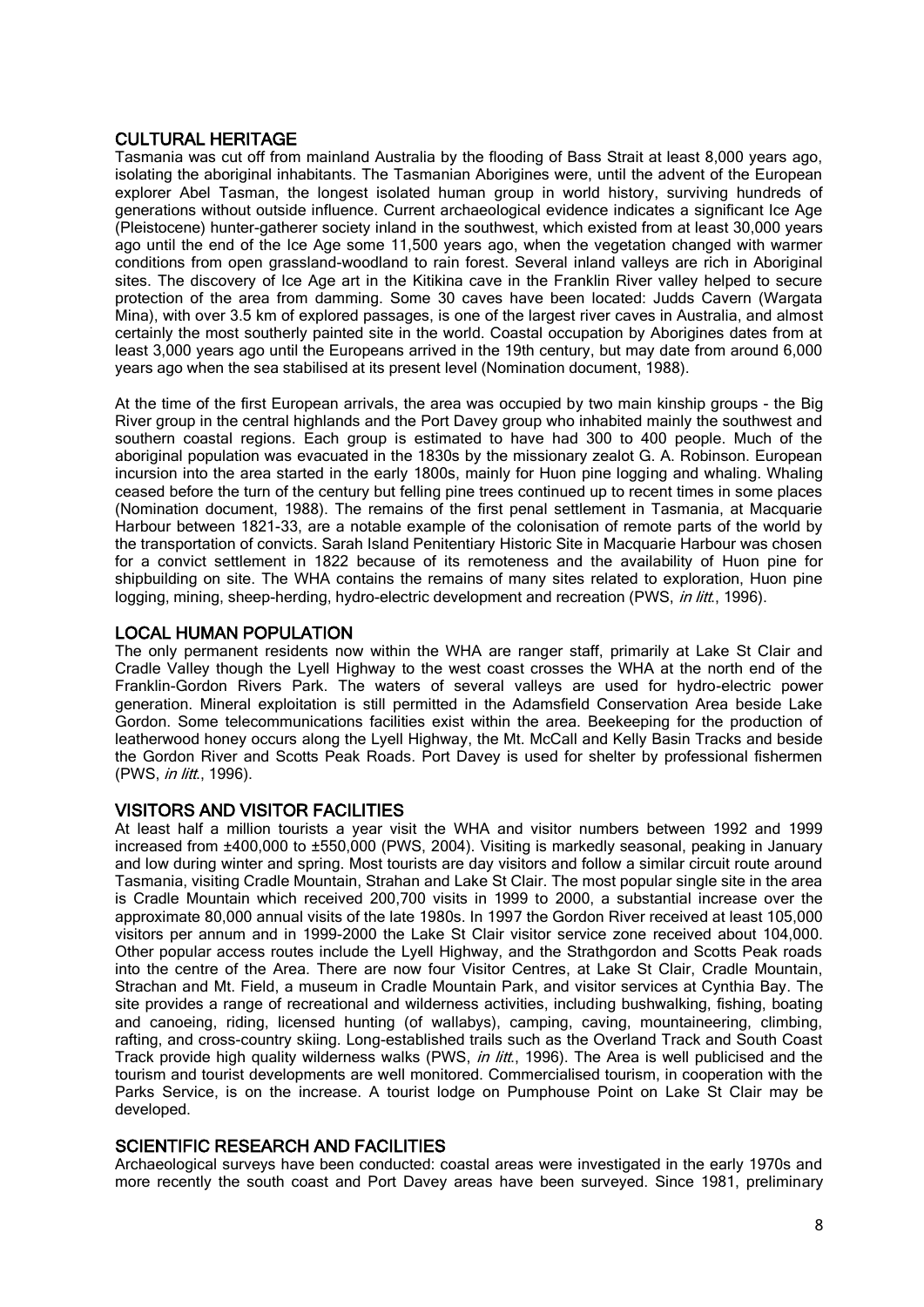## CULTURAL HERITAGE

Tasmania was cut off from mainland Australia by the flooding of Bass Strait at least 8,000 years ago, isolating the aboriginal inhabitants. The Tasmanian Aborigines were, until the advent of the European explorer Abel Tasman, the longest isolated human group in world history, surviving hundreds of generations without outside influence. Current archaeological evidence indicates a significant Ice Age (Pleistocene) hunter-gatherer society inland in the southwest, which existed from at least 30,000 years ago until the end of the Ice Age some 11,500 years ago, when the vegetation changed with warmer conditions from open grassland-woodland to rain forest. Several inland valleys are rich in Aboriginal sites. The discovery of Ice Age art in the Kitikina cave in the Franklin River valley helped to secure protection of the area from damming. Some 30 caves have been located: Judds Cavern (Wargata Mina), with over 3.5 km of explored passages, is one of the largest river caves in Australia, and almost certainly the most southerly painted site in the world. Coastal occupation by Aborigines dates from at least 3,000 years ago until the Europeans arrived in the 19th century, but may date from around 6,000 years ago when the sea stabilised at its present level (Nomination document, 1988).

At the time of the first European arrivals, the area was occupied by two main kinship groups - the Big River group in the central highlands and the Port Davey group who inhabited mainly the southwest and southern coastal regions. Each group is estimated to have had 300 to 400 people. Much of the aboriginal population was evacuated in the 1830s by the missionary zealot G. A. Robinson. European incursion into the area started in the early 1800s, mainly for Huon pine logging and whaling. Whaling ceased before the turn of the century but felling pine trees continued up to recent times in some places (Nomination document, 1988). The remains of the first penal settlement in Tasmania, at Macquarie Harbour between 1821-33, are a notable example of the colonisation of remote parts of the world by the transportation of convicts. Sarah Island Penitentiary Historic Site in Macquarie Harbour was chosen for a convict settlement in 1822 because of its remoteness and the availability of Huon pine for shipbuilding on site. The WHA contains the remains of many sites related to exploration, Huon pine logging, mining, sheep-herding, hydro-electric development and recreation (PWS, *in litt.*, 1996).

## LOCAL HUMAN POPULATION

The only permanent residents now within the WHA are ranger staff, primarily at Lake St Clair and Cradle Valley though the Lyell Highway to the west coast crosses the WHA at the north end of the Franklin-Gordon Rivers Park. The waters of several valleys are used for hydro-electric power generation. Mineral exploitation is still permitted in the Adamsfield Conservation Area beside Lake Gordon. Some telecommunications facilities exist within the area. Beekeeping for the production of leatherwood honey occurs along the Lyell Highway, the Mt. McCall and Kelly Basin Tracks and beside the Gordon River and Scotts Peak Roads. Port Davey is used for shelter by professional fishermen (PWS, *in litt.*, 1996).

## VISITORS AND VISITOR FACILITIES

At least half a million tourists a year visit the WHA and visitor numbers between 1992 and 1999 increased from ±400,000 to ±550,000 (PWS, 2004). Visiting is markedly seasonal, peaking in January and low during winter and spring. Most tourists are day visitors and follow a similar circuit route around Tasmania, visiting Cradle Mountain, Strahan and Lake St Clair. The most popular single site in the area is Cradle Mountain which received 200,700 visits in 1999 to 2000, a substantial increase over the approximate 80,000 annual visits of the late 1980s. In 1997 the Gordon River received at least 105,000 visitors per annum and in 1999-2000 the Lake St Clair visitor service zone received about 104,000. Other popular access routes include the Lyell Highway, and the Strathgordon and Scotts Peak roads into the centre of the Area. There are now four Visitor Centres, at Lake St Clair, Cradle Mountain, Strachan and Mt. Field, a museum in Cradle Mountain Park, and visitor services at Cynthia Bay. The site provides a range of recreational and wilderness activities, including bushwalking, fishing, boating and canoeing, riding, licensed hunting (of wallabys), camping, caving, mountaineering, climbing, rafting, and cross-country skiing. Long-established trails such as the Overland Track and South Coast Track provide high quality wilderness walks (PWS, *in litt.*, 1996). The Area is well publicised and the tourism and tourist developments are well monitored. Commercialised tourism, in cooperation with the Parks Service, is on the increase. A tourist lodge on Pumphouse Point on Lake St Clair may be developed.

## SCIENTIFIC RESEARCH AND FACILITIES

Archaeological surveys have been conducted: coastal areas were investigated in the early 1970s and more recently the south coast and Port Davey areas have been surveyed. Since 1981, preliminary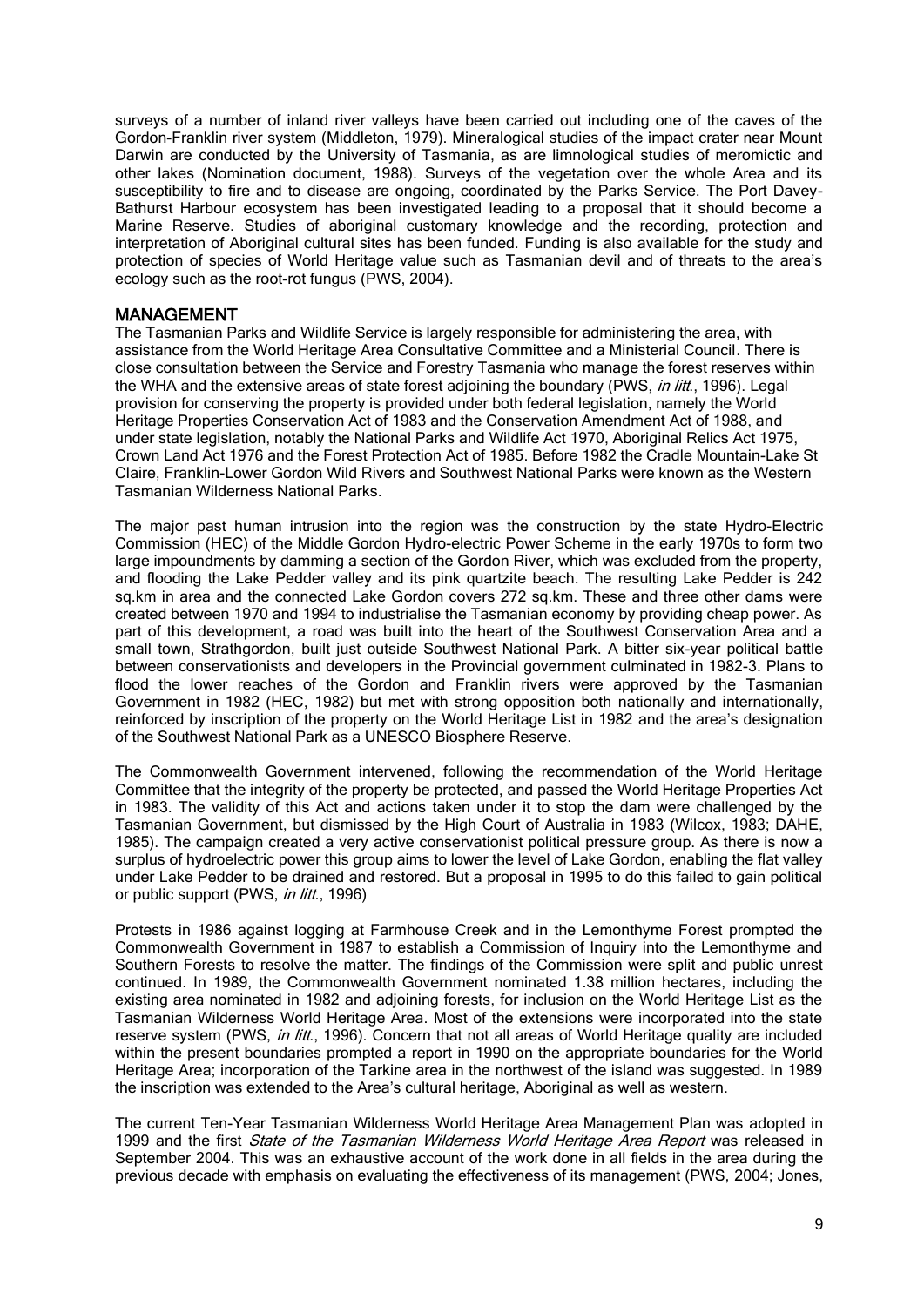surveys of a number of inland river valleys have been carried out including one of the caves of the Gordon-Franklin river system (Middleton, 1979). Mineralogical studies of the impact crater near Mount Darwin are conducted by the University of Tasmania, as are limnological studies of meromictic and other lakes (Nomination document, 1988). Surveys of the vegetation over the whole Area and its susceptibility to fire and to disease are ongoing, coordinated by the Parks Service. The Port Davey-Bathurst Harbour ecosystem has been investigated leading to a proposal that it should become a Marine Reserve. Studies of aboriginal customary knowledge and the recording, protection and interpretation of Aboriginal cultural sites has been funded. Funding is also available for the study and protection of species of World Heritage value such as Tasmanian devil and of threats to the area's ecology such as the root-rot fungus (PWS, 2004).

## MANAGEMENT

The Tasmanian Parks and Wildlife Service is largely responsible for administering the area, with assistance from the World Heritage Area Consultative Committee and a Ministerial Council. There is close consultation between the Service and Forestry Tasmania who manage the forest reserves within the WHA and the extensive areas of state forest adjoining the boundary (PWS, *in litt.*, 1996). Legal provision for conserving the property is provided under both federal legislation, namely the World Heritage Properties Conservation Act of 1983 and the Conservation Amendment Act of 1988, and under state legislation, notably the National Parks and Wildlife Act 1970, Aboriginal Relics Act 1975, Crown Land Act 1976 and the Forest Protection Act of 1985. Before 1982 the Cradle Mountain-Lake St Claire, Franklin-Lower Gordon Wild Rivers and Southwest National Parks were known as the Western Tasmanian Wilderness National Parks.

The major past human intrusion into the region was the construction by the state Hydro-Electric Commission (HEC) of the Middle Gordon Hydro-electric Power Scheme in the early 1970s to form two large impoundments by damming a section of the Gordon River, which was excluded from the property, and flooding the Lake Pedder valley and its pink quartzite beach. The resulting Lake Pedder is 242 sq.km in area and the connected Lake Gordon covers 272 sq.km. These and three other dams were created between 1970 and 1994 to industrialise the Tasmanian economy by providing cheap power. As part of this development, a road was built into the heart of the Southwest Conservation Area and a small town, Strathgordon, built just outside Southwest National Park. A bitter six-year political battle between conservationists and developers in the Provincial government culminated in 1982-3. Plans to flood the lower reaches of the Gordon and Franklin rivers were approved by the Tasmanian Government in 1982 (HEC, 1982) but met with strong opposition both nationally and internationally, reinforced by inscription of the property on the World Heritage List in 1982 and the area's designation of the Southwest National Park as a UNESCO Biosphere Reserve.

The Commonwealth Government intervened, following the recommendation of the World Heritage Committee that the integrity of the property be protected, and passed the World Heritage Properties Act in 1983. The validity of this Act and actions taken under it to stop the dam were challenged by the Tasmanian Government, but dismissed by the High Court of Australia in 1983 (Wilcox, 1983; DAHE, 1985). The campaign created a very active conservationist political pressure group. As there is now a surplus of hydroelectric power this group aims to lower the level of Lake Gordon, enabling the flat valley under Lake Pedder to be drained and restored. But a proposal in 1995 to do this failed to gain political or public support (PWS, *in litt.*, 1996)

Protests in 1986 against logging at Farmhouse Creek and in the Lemonthyme Forest prompted the Commonwealth Government in 1987 to establish a Commission of Inquiry into the Lemonthyme and Southern Forests to resolve the matter. The findings of the Commission were split and public unrest continued. In 1989, the Commonwealth Government nominated 1.38 million hectares, including the existing area nominated in 1982 and adjoining forests, for inclusion on the World Heritage List as the Tasmanian Wilderness World Heritage Area. Most of the extensions were incorporated into the state reserve system (PWS, *in litt.*, 1996). Concern that not all areas of World Heritage quality are included within the present boundaries prompted a report in 1990 on the appropriate boundaries for the World Heritage Area; incorporation of the Tarkine area in the northwest of the island was suggested. In 1989 the inscription was extended to the Area's cultural heritage, Aboriginal as well as western.

The current Ten-Year Tasmanian Wilderness World Heritage Area Management Plan was adopted in 1999 and the first *State of the Tasmanian Wilderness World Heritage Area Report* was released in September 2004. This was an exhaustive account of the work done in all fields in the area during the previous decade with emphasis on evaluating the effectiveness of its management (PWS, 2004; Jones,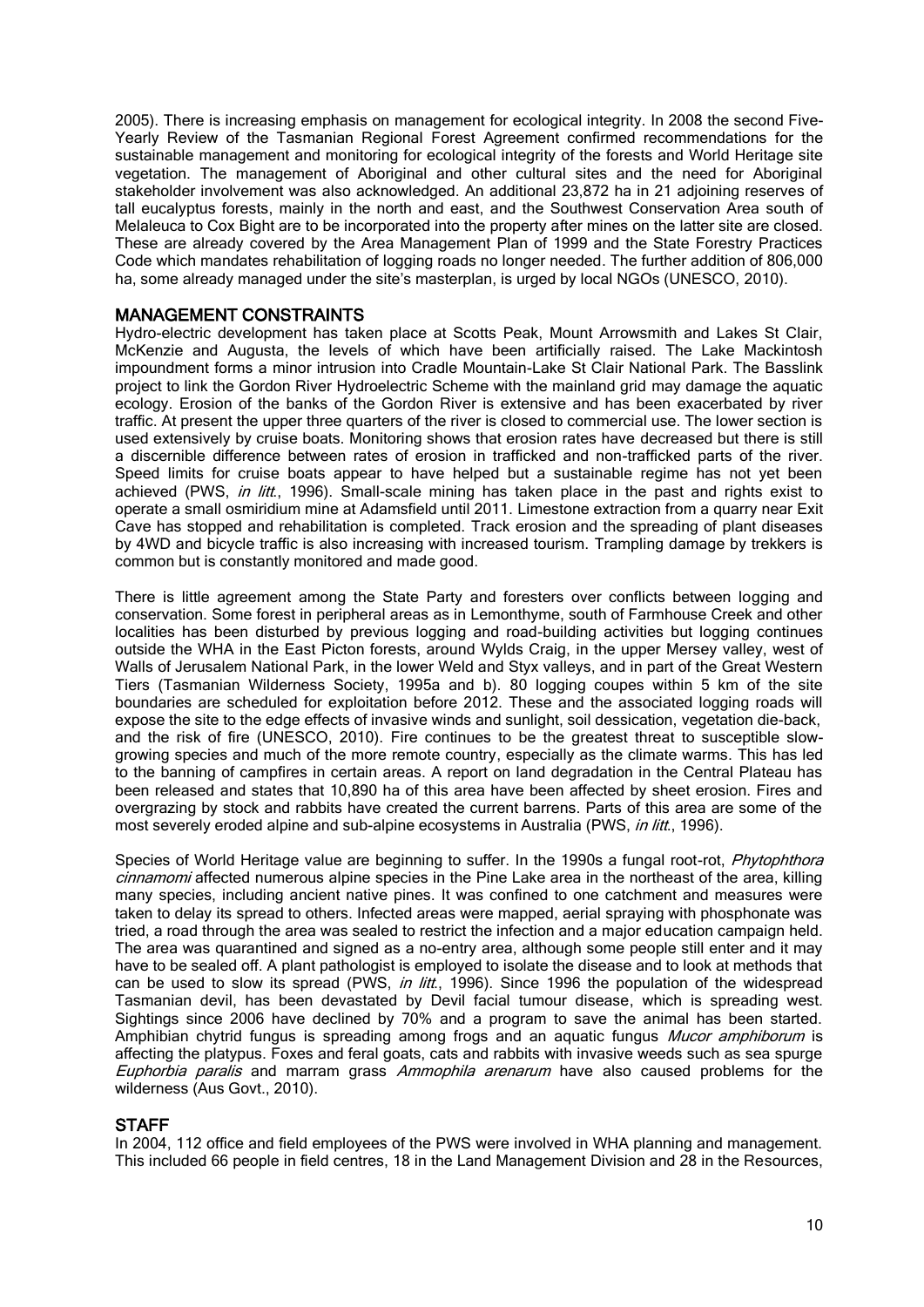2005). There is increasing emphasis on management for ecological integrity. In 2008 the second Five-Yearly Review of the Tasmanian Regional Forest Agreement confirmed recommendations for the sustainable management and monitoring for ecological integrity of the forests and World Heritage site vegetation. The management of Aboriginal and other cultural sites and the need for Aboriginal stakeholder involvement was also acknowledged. An additional 23,872 ha in 21 adjoining reserves of tall eucalyptus forests, mainly in the north and east, and the Southwest Conservation Area south of Melaleuca to Cox Bight are to be incorporated into the property after mines on the latter site are closed. These are already covered by the Area Management Plan of 1999 and the State Forestry Practices Code which mandates rehabilitation of logging roads no longer needed. The further addition of 806,000 ha, some already managed under the site's masterplan, is urged by local NGOs (UNESCO, 2010).

## MANAGEMENT CONSTRAINTS

Hydro-electric development has taken place at Scotts Peak, Mount Arrowsmith and Lakes St Clair, McKenzie and Augusta, the levels of which have been artificially raised. The Lake Mackintosh impoundment forms a minor intrusion into Cradle Mountain-Lake St Clair National Park. The Basslink project to link the Gordon River Hydroelectric Scheme with the mainland grid may damage the aquatic ecology. Erosion of the banks of the Gordon River is extensive and has been exacerbated by river traffic. At present the upper three quarters of the river is closed to commercial use. The lower section is used extensively by cruise boats. Monitoring shows that erosion rates have decreased but there is still a discernible difference between rates of erosion in trafficked and non-trafficked parts of the river. Speed limits for cruise boats appear to have helped but a sustainable regime has not yet been achieved (PWS, *in litt.*, 1996). Small-scale mining has taken place in the past and rights exist to operate a small osmiridium mine at Adamsfield until 2011. Limestone extraction from a quarry near Exit Cave has stopped and rehabilitation is completed. Track erosion and the spreading of plant diseases by 4WD and bicycle traffic is also increasing with increased tourism. Trampling damage by trekkers is common but is constantly monitored and made good.

There is little agreement among the State Party and foresters over conflicts between logging and conservation. Some forest in peripheral areas as in Lemonthyme, south of Farmhouse Creek and other localities has been disturbed by previous logging and road-building activities but logging continues outside the WHA in the East Picton forests, around Wylds Craig, in the upper Mersey valley, west of Walls of Jerusalem National Park, in the lower Weld and Styx valleys, and in part of the Great Western Tiers (Tasmanian Wilderness Society, 1995a and b). 80 logging coupes within 5 km of the site boundaries are scheduled for exploitation before 2012. These and the associated logging roads will expose the site to the edge effects of invasive winds and sunlight, soil dessication, vegetation die-back, and the risk of fire (UNESCO, 2010). Fire continues to be the greatest threat to susceptible slow-growing species and much of the more remote country, especially as the climate warms. This has led to the banning of campfires in certain areas. A report on land degradation in the Central Plateau has been released and states that 10,890 ha of this area have been affected by sheet erosion. Fires and overgrazing by stock and rabbits have created the current barrens. Parts of this area are some of the most severely eroded alpine and sub-alpine ecosystems in Australia (PWS, *in litt.*, 1996).

Species of World Heritage value are beginning to suffer. In the 1990s a fungal root-rot, *Phytophthora cinnamomi* affected numerous alpine species in the Pine Lake area in the northeast of the area, killing many species, including ancient native pines. It was confined to one catchment and measures were taken to delay its spread to others. Infected areas were mapped, aerial spraying with phosphonate was tried, a road through the area was sealed to restrict the infection and a major education campaign held. The area was quarantined and signed as a no-entry area, although some people still enter and it may have to be sealed off. A plant pathologist is employed to isolate the disease and to look at methods that can be used to slow its spread (PWS, *in litt.*, 1996). Since 1996 the population of the widespread Tasmanian devil, has been devastated by Devil facial tumour disease, which is spreading west. Sightings since 2006 have declined by 70% and a program to save the animal has been started. Amphibian chytrid fungus is spreading among frogs and an aquatic fungus *Mucor amphiborum* is affecting the platypus. Foxes and feral goats, cats and rabbits with invasive weeds such as sea spurge *Euphorbia paralis* and marram grass *Ammophila arenarum* have also caused problems for the wilderness (Aus Govt., 2010).

## STAFF

In 2004, 112 office and field employees of the PWS were involved in WHA planning and management. This included 66 people in field centres, 18 in the Land Management Division and 28 in the Resources,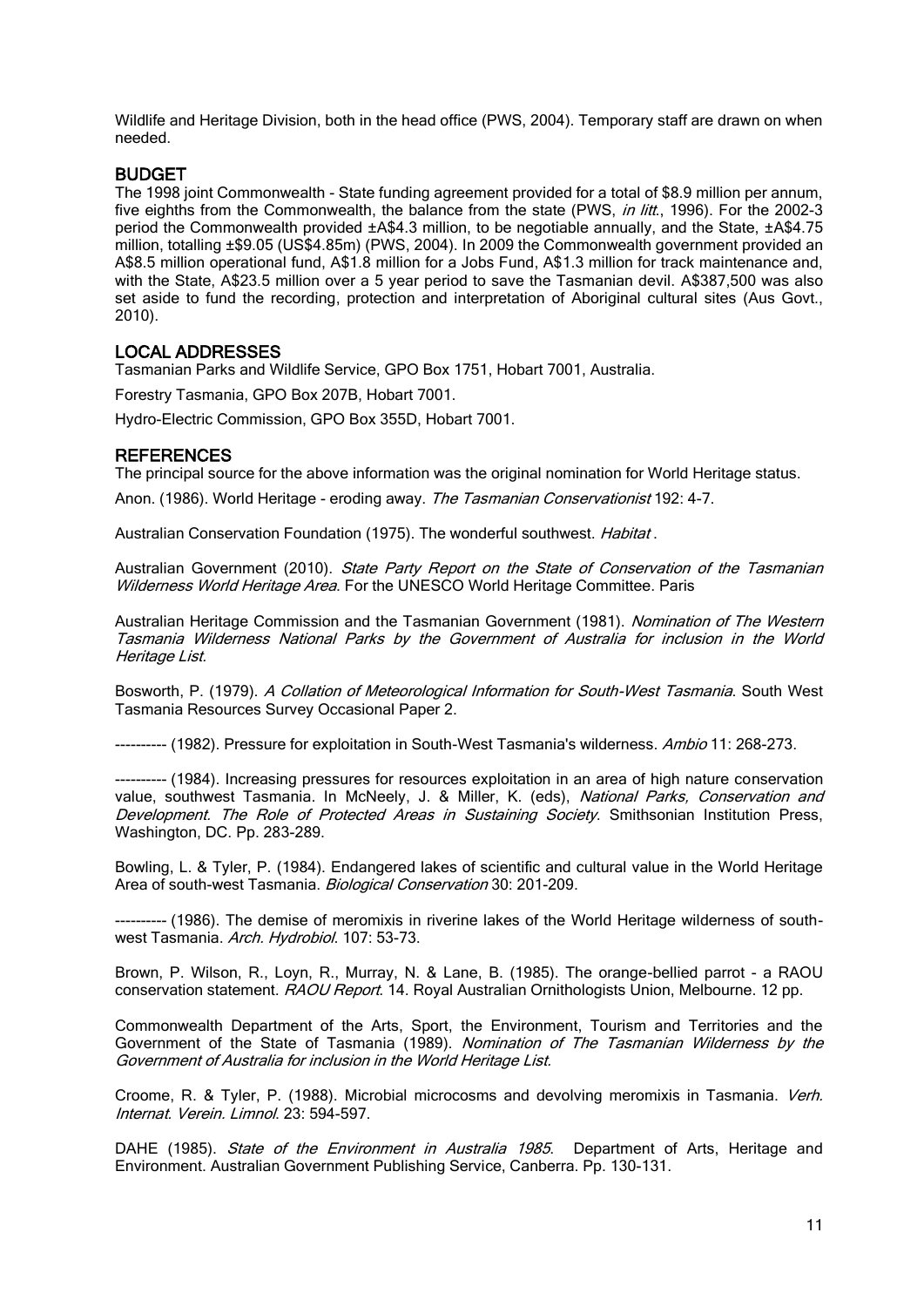Wildlife and Heritage Division, both in the head office (PWS, 2004). Temporary staff are drawn on when needed.

## BUDGET

The 1998 joint Commonwealth - State funding agreement provided for a total of $8.9 million per annum, five eighths from the Commonwealth, the balance from the state (PWS, *in litt.*, 1996). For the 2002-3 period the Commonwealth provided ±A$4.3 million, to be negotiable annually, and the State, ±A$4.75 million, totalling ±$9.05 (US$4.85m) (PWS, 2004). In 2009 the Commonwealth government provided an A$8.5 million operational fund, A$1.8 million for a Jobs Fund, A$1.3 million for track maintenance and, with the State, A$23.5 million over a 5 year period to save the Tasmanian devil. A$387,500 was also set aside to fund the recording, protection and interpretation of Aboriginal cultural sites (Aus Govt., 2010).

## LOCAL ADDRESSES

Tasmanian Parks and Wildlife Service, GPO Box 1751, Hobart 7001, Australia.

Forestry Tasmania, GPO Box 207B, Hobart 7001.

Hydro-Electric Commission, GPO Box 355D, Hobart 7001.

## REFERENCES

The principal source for the above information was the original nomination for World Heritage status.

Anon. (1986). World Heritage - eroding away. *The Tasmanian Conservationist* 192: 4-7.

Australian Conservation Foundation (1975). The wonderful southwest. *Habitat* .

Australian Government (2010). *State Party Report on the State of Conservation of the Tasmanian Wilderness World Heritage Area*. For the UNESCO World Heritage Committee. Paris

Australian Heritage Commission and the Tasmanian Government (1981). *Nomination of The Western Tasmania Wilderness National Parks by the Government of Australia for inclusion in the World Heritage List.*

Bosworth, P. (1979). *A Collation of Meteorological Information for South-West Tasmania*. South West Tasmania Resources Survey Occasional Paper 2.

---------- (1982). Pressure for exploitation in South-West Tasmania's wilderness. *Ambio* 11: 268-273.

---------- (1984). Increasing pressures for resources exploitation in an area of high nature conservation value, southwest Tasmania. In McNeely, J. & Miller, K. (eds), *National Parks, Conservation and Development. The Role of Protected Areas in Sustaining Society*. Smithsonian Institution Press, Washington, DC. Pp. 283-289.

Bowling, L. & Tyler, P. (1984). Endangered lakes of scientific and cultural value in the World Heritage Area of south-west Tasmania. *Biological Conservation* 30: 201-209.

---------- (1986). The demise of meromixis in riverine lakes of the World Heritage wilderness of south-west Tasmania. *Arch. Hydrobiol*. 107: 53-73.

Brown, P. Wilson, R., Loyn, R., Murray, N. & Lane, B. (1985). The orange-bellied parrot - a RAOU conservation statement. *RAOU Report*. 14. Royal Australian Ornithologists Union, Melbourne. 12 pp.

Commonwealth Department of the Arts, Sport, the Environment, Tourism and Territories and the Government of the State of Tasmania (1989). *Nomination of The Tasmanian Wilderness by the Government of Australia for inclusion in the World Heritage List.*

Croome, R. & Tyler, P. (1988). Microbial microcosms and devolving meromixis in Tasmania. *Verh. Internat. Verein. Limnol.* 23: 594-597.

DAHE (1985). *State of the Environment in Australia 1985*. Department of Arts, Heritage and Environment. Australian Government Publishing Service, Canberra. Pp. 130-131.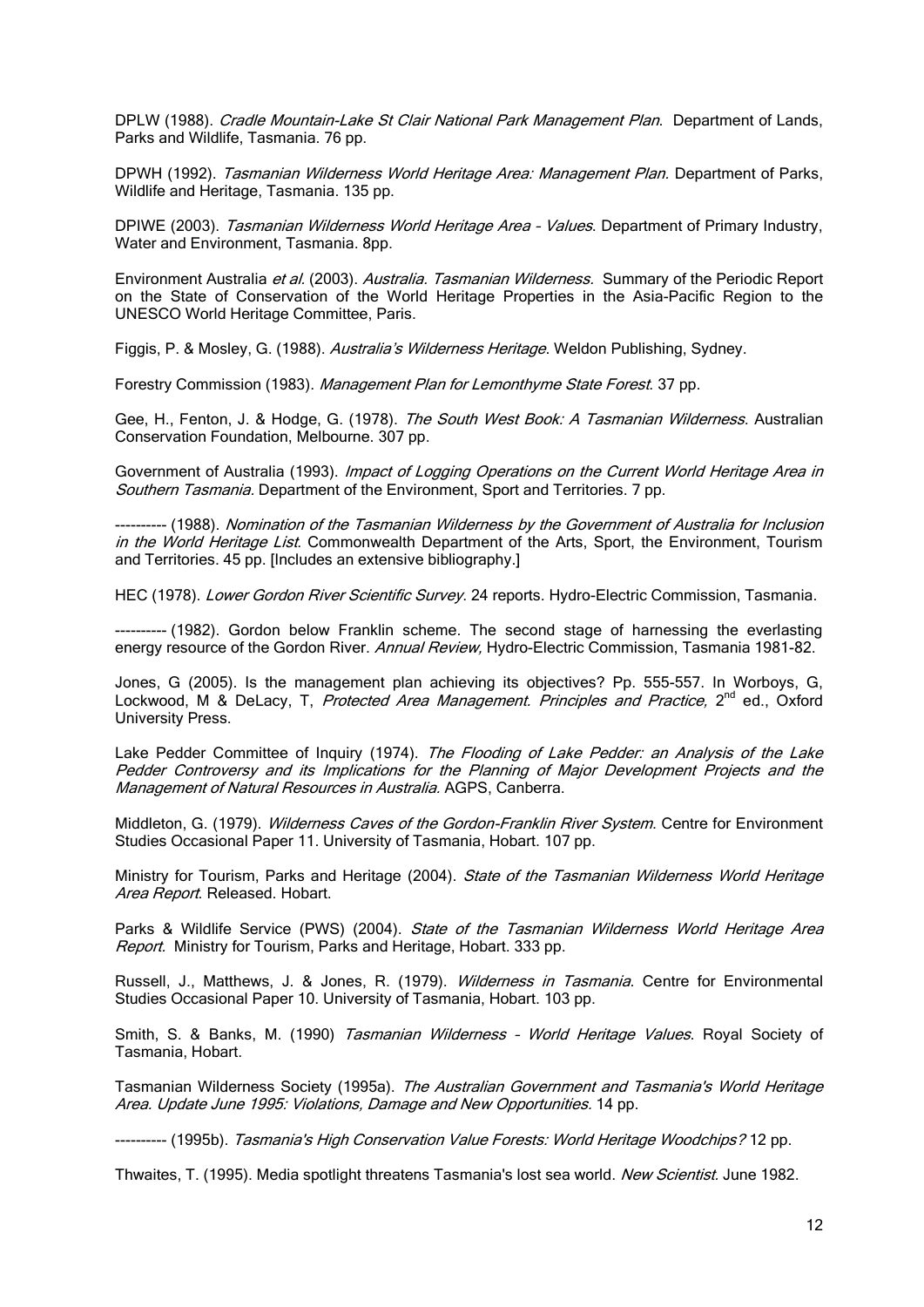DPLW (1988). *Cradle Mountain-Lake St Clair National Park Management Plan*. Department of Lands, Parks and Wildlife, Tasmania. 76 pp.

DPWH (1992). *Tasmanian Wilderness World Heritage Area: Management Plan*. Department of Parks, Wildlife and Heritage, Tasmania. 135 pp.

DPIWE (2003). *Tasmanian Wilderness World Heritage Area – Values*. Department of Primary Industry, Water and Environment, Tasmania. 8pp.

Environment Australia *et al*. (2003). *Australia. Tasmanian Wilderness.* Summary of the Periodic Report on the State of Conservation of the World Heritage Properties in the Asia-Pacific Region to the UNESCO World Heritage Committee, Paris.

Figgis, P. & Mosley, G. (1988). *Australia's Wilderness Heritage*. Weldon Publishing, Sydney.

Forestry Commission (1983). *Management Plan for Lemonthyme State Forest*. 37 pp.

Gee, H., Fenton, J. & Hodge, G. (1978). *The South West Book: A Tasmanian Wilderness*. Australian Conservation Foundation, Melbourne. 307 pp.

Government of Australia (1993). *Impact of Logging Operations on the Current World Heritage Area in Southern Tasmania*. Department of the Environment, Sport and Territories. 7 pp.

---------- (1988). *Nomination of the Tasmanian Wilderness by the Government of Australia for Inclusion in the World Heritage List*. Commonwealth Department of the Arts, Sport, the Environment, Tourism and Territories. 45 pp. [Includes an extensive bibliography.]

HEC (1978). *Lower Gordon River Scientific Survey*. 24 reports. Hydro-Electric Commission, Tasmania.

---------- (1982). Gordon below Franklin scheme. The second stage of harnessing the everlasting energy resource of the Gordon River. *Annual Review,* Hydro-Electric Commission, Tasmania 1981-82.

Jones, G (2005). Is the management plan achieving its objectives? Pp. 555-557. In Worboys, G, Lockwood, M & DeLacy, T, *Protected Area Management. Principles and Practice,* 2nd ed., Oxford University Press.

Lake Pedder Committee of Inquiry (1974). *The Flooding of Lake Pedder: an Analysis of the Lake Pedder Controversy and its Implications for the Planning of Major Development Projects and the Management of Natural Resources in Australia*. AGPS, Canberra.

Middleton, G. (1979). *Wilderness Caves of the Gordon-Franklin River System*. Centre for Environment Studies Occasional Paper 11. University of Tasmania, Hobart. 107 pp.

Ministry for Tourism, Parks and Heritage (2004). *State of the Tasmanian Wilderness World Heritage Area Report*. Released. Hobart.

Parks & Wildlife Service (PWS) (2004). *State of the Tasmanian Wilderness World Heritage Area Report.* Ministry for Tourism, Parks and Heritage, Hobart. 333 pp.

Russell, J., Matthews, J. & Jones, R. (1979). *Wilderness in Tasmania*. Centre for Environmental Studies Occasional Paper 10. University of Tasmania, Hobart. 103 pp.

Smith, S. & Banks, M. (1990) *Tasmanian Wilderness – World Heritage Values*. Royal Society of Tasmania, Hobart.

Tasmanian Wilderness Society (1995a). *The Australian Government and Tasmania's World Heritage Area. Update June 1995: Violations, Damage and New Opportunities.* 14 pp.

---------- (1995b). *Tasmania's High Conservation Value Forests: World Heritage Woodchips?* 12 pp.

Thwaites, T. (1995). Media spotlight threatens Tasmania's lost sea world. *New Scientist.* June 1982.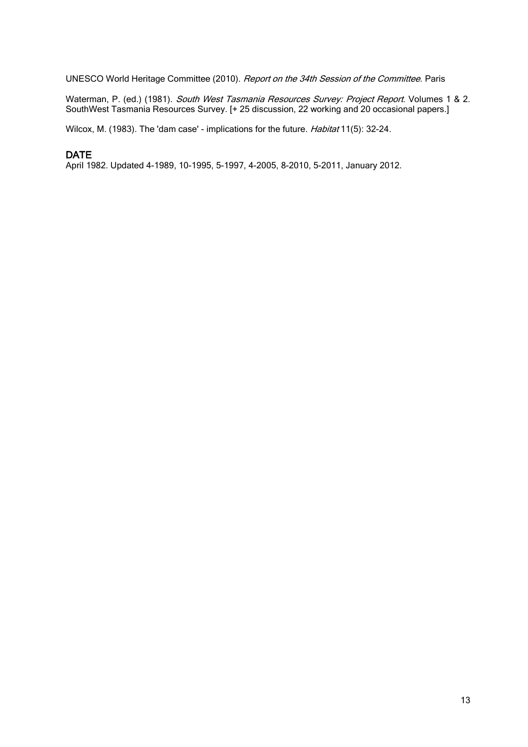UNESCO World Heritage Committee (2010). *Report on the 34th Session of the Committee*. Paris

Waterman, P. (ed.) (1981). *South West Tasmania Resources Survey: Project Report*. Volumes 1 & 2. SouthWest Tasmania Resources Survey. [+ 25 discussion, 22 working and 20 occasional papers.]

Wilcox, M. (1983). The 'dam case' - implications for the future. *Habitat* 11(5): 32-24.

## DATE

April 1982. Updated 4-1989, 10-1995, 5-1997, 4-2005, 8-2010, 5-2011, January 2012.